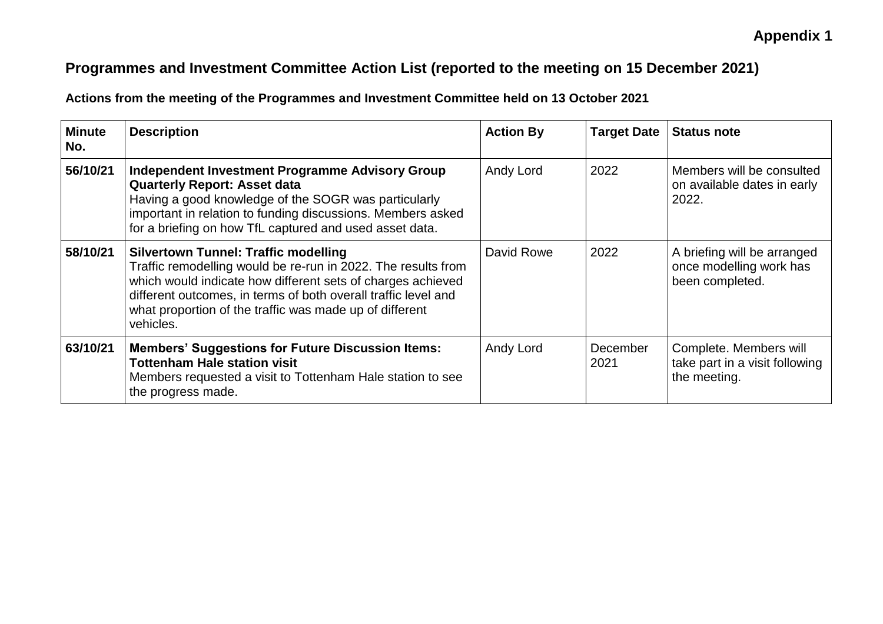**Appendix 1**

## Programmes and Investment Committee Action List (reported to the meeting on 15 December 2021)

### Actions from the meeting of the Programmes and Investment Committee held on 13 October 2021

| Minute No. | Description | Action By | Target Date | Status note |
| --- | --- | --- | --- | --- |
| 56/10/21 | **Independent Investment Programme Advisory Group Quarterly Report: Asset data**<br>Having a good knowledge of the SOGR was particularly important in relation to funding discussions. Members asked for a briefing on how TfL captured and used asset data. | Andy Lord | 2022 | Members will be consulted on available dates in early 2022. |
| 58/10/21 | **Silvertown Tunnel: Traffic modelling**<br>Traffic remodelling would be re-run in 2022. The results from which would indicate how different sets of charges achieved different outcomes, in terms of both overall traffic level and what proportion of the traffic was made up of different vehicles. | David Rowe | 2022 | A briefing will be arranged once modelling work has been completed. |
| 63/10/21 | **Members' Suggestions for Future Discussion Items: Tottenham Hale station visit**<br>Members requested a visit to Tottenham Hale station to see the progress made. | Andy Lord | December 2021 | Complete. Members will take part in a visit following the meeting. |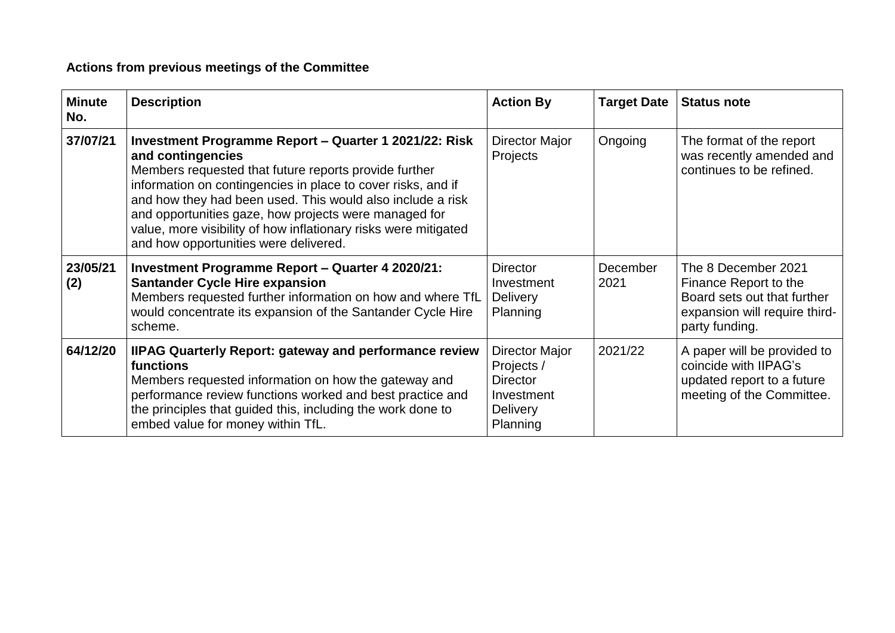**Actions from previous meetings of the Committee**

| Minute No. | Description | Action By | Target Date | Status note |
|---|---|---|---|---|
| 37/07/21 | **Investment Programme Report – Quarter 1 2021/22: Risk and contingencies** Members requested that future reports provide further information on contingencies in place to cover risks, and if and how they had been used. This would also include a risk and opportunities gaze, how projects were managed for value, more visibility of how inflationary risks were mitigated and how opportunities were delivered. | Director Major Projects | Ongoing | The format of the report was recently amended and continues to be refined. |
| 23/05/21 (2) | **Investment Programme Report – Quarter 4 2020/21: Santander Cycle Hire expansion** Members requested further information on how and where TfL would concentrate its expansion of the Santander Cycle Hire scheme. | Director Investment Delivery Planning | December 2021 | The 8 December 2021 Finance Report to the Board sets out that further expansion will require third-party funding. |
| 64/12/20 | **IIPAG Quarterly Report: gateway and performance review functions** Members requested information on how the gateway and performance review functions worked and best practice and the principles that guided this, including the work done to embed value for money within TfL. | Director Major Projects / Director Investment Delivery Planning | 2021/22 | A paper will be provided to coincide with IIPAG's updated report to a future meeting of the Committee. |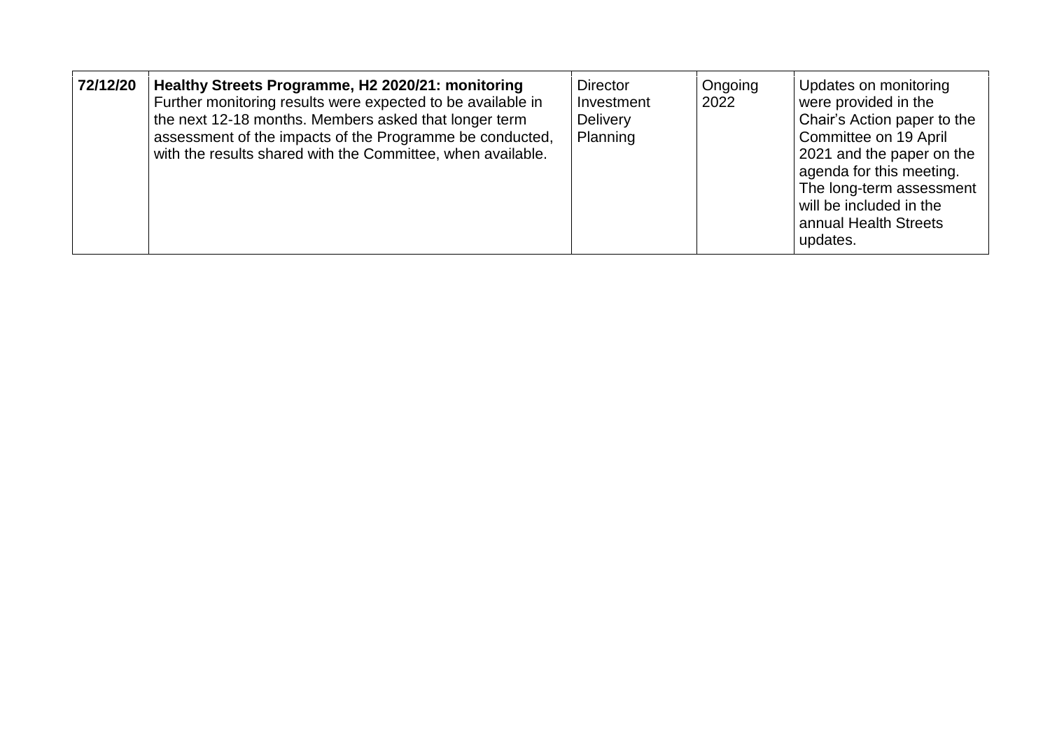| | | | | |
|---|---|---|---|---|
| **72/12/20** | **Healthy Streets Programme, H2 2020/21: monitoring** Further monitoring results were expected to be available in the next 12-18 months. Members asked that longer term assessment of the impacts of the Programme be conducted, with the results shared with the Committee, when available. | Director Investment Delivery Planning | Ongoing 2022 | Updates on monitoring were provided in the Chair's Action paper to the Committee on 19 April 2021 and the paper on the agenda for this meeting. The long-term assessment will be included in the annual Health Streets updates. |